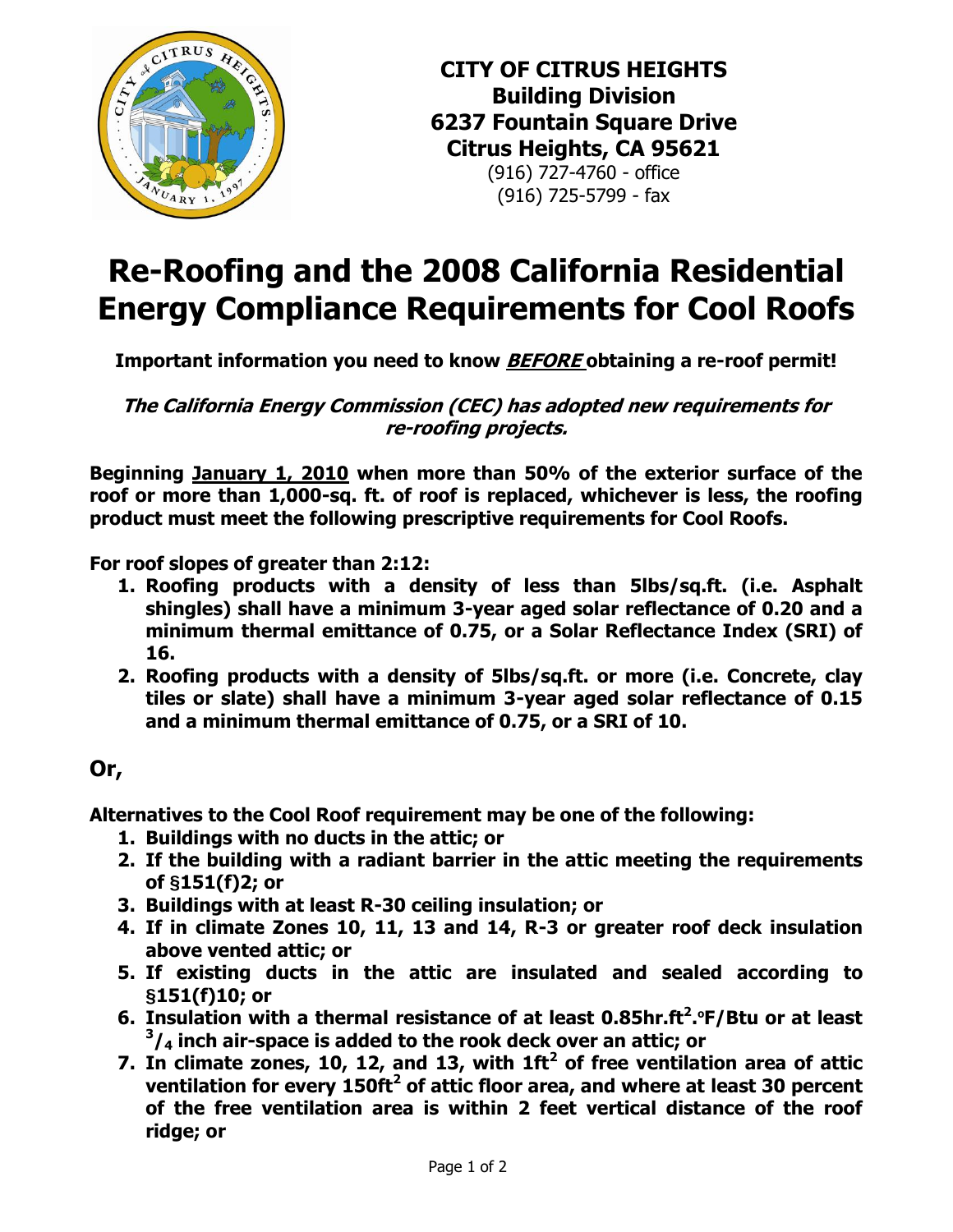**CITY OF CITRUS HEIGHTS**
**Building Division**
**6237 Fountain Square Drive**
**Citrus Heights, CA 95621**
(916) 727-4760 - office
(916) 725-5799 - fax

# Re-Roofing and the 2008 California Residential Energy Compliance Requirements for Cool Roofs

**Important information you need to know _BEFORE_ obtaining a re-roof permit!**

***The California Energy Commission (CEC) has adopted new requirements for re-roofing projects.***

**Beginning January 1, 2010 when more than 50% of the exterior surface of the roof or more than 1,000-sq. ft. of roof is replaced, whichever is less, the roofing product must meet the following prescriptive requirements for Cool Roofs.**

**For roof slopes of greater than 2:12:**

1. **Roofing products with a density of less than 5lbs/sq.ft. (i.e. Asphalt shingles) shall have a minimum 3-year aged solar reflectance of 0.20 and a minimum thermal emittance of 0.75, or a Solar Reflectance Index (SRI) of 16.**
2. **Roofing products with a density of 5lbs/sq.ft. or more (i.e. Concrete, clay tiles or slate) shall have a minimum 3-year aged solar reflectance of 0.15 and a minimum thermal emittance of 0.75, or a SRI of 10.**

## Or,

**Alternatives to the Cool Roof requirement may be one of the following:**

1. **Buildings with no ducts in the attic; or**
2. **If the building with a radiant barrier in the attic meeting the requirements of §151(f)2; or**
3. **Buildings with at least R-30 ceiling insulation; or**
4. **If in climate Zones 10, 11, 13 and 14, R-3 or greater roof deck insulation above vented attic; or**
5. **If existing ducts in the attic are insulated and sealed according to §151(f)10; or**
6. **Insulation with a thermal resistance of at least 0.85hr.ft$^2$.°F/Btu or at least $^3/_4$ inch air-space is added to the rook deck over an attic; or**
7. **In climate zones, 10, 12, and 13, with 1ft$^2$ of free ventilation area of attic ventilation for every 150ft$^2$ of attic floor area, and where at least 30 percent of the free ventilation area is within 2 feet vertical distance of the roof ridge; or**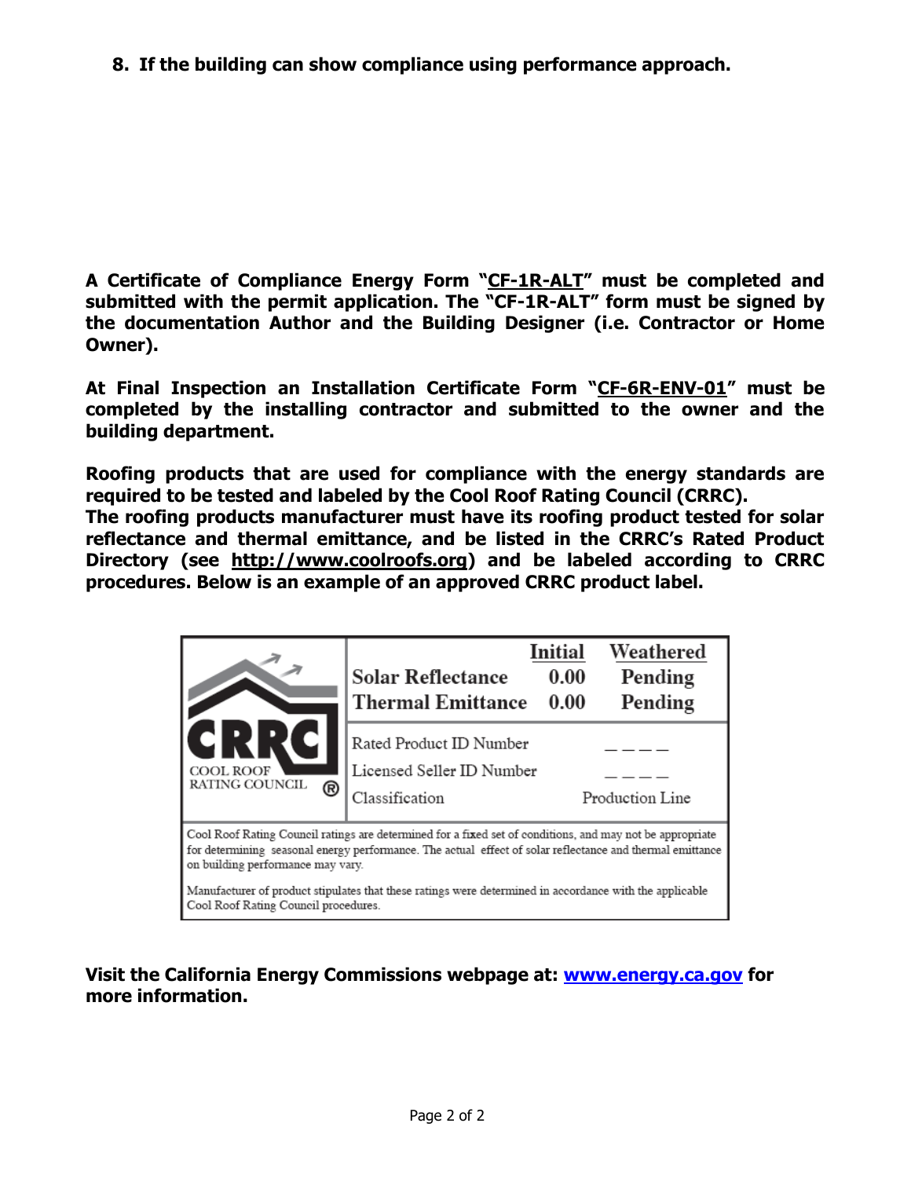**8. If the building can show compliance using performance approach.**

**A Certificate of Compliance Energy Form "CF-1R-ALT" must be completed and submitted with the permit application. The "CF-1R-ALT" form must be signed by the documentation Author and the Building Designer (i.e. Contractor or Home Owner).**

**At Final Inspection an Installation Certificate Form "CF-6R-ENV-01" must be completed by the installing contractor and submitted to the owner and the building department.**

**Roofing products that are used for compliance with the energy standards are required to be tested and labeled by the Cool Roof Rating Council (CRRC).**
**The roofing products manufacturer must have its roofing product tested for solar reflectance and thermal emittance, and be listed in the CRRC's Rated Product Directory (see http://www.coolroofs.org) and be labeled according to CRRC procedures. Below is an example of an approved CRRC product label.**

| CRRC COOL ROOF RATING COUNCIL ® | | Initial | Weathered |
|---|---|---|---|
| | Solar Reflectance | 0.00 | Pending |
| | Thermal Emittance | 0.00 | Pending |
| | Rated Product ID Number | | _ _ _ _ |
| | Licensed Seller ID Number | | _ _ _ _ |
| | Classification | | Production Line |

Cool Roof Rating Council ratings are determined for a fixed set of conditions, and may not be appropriate for determining seasonal energy performance. The actual effect of solar reflectance and thermal emittance on building performance may vary.

Manufacturer of product stipulates that these ratings were determined in accordance with the applicable Cool Roof Rating Council procedures.

**Visit the California Energy Commissions webpage at: www.energy.ca.gov for more information.**